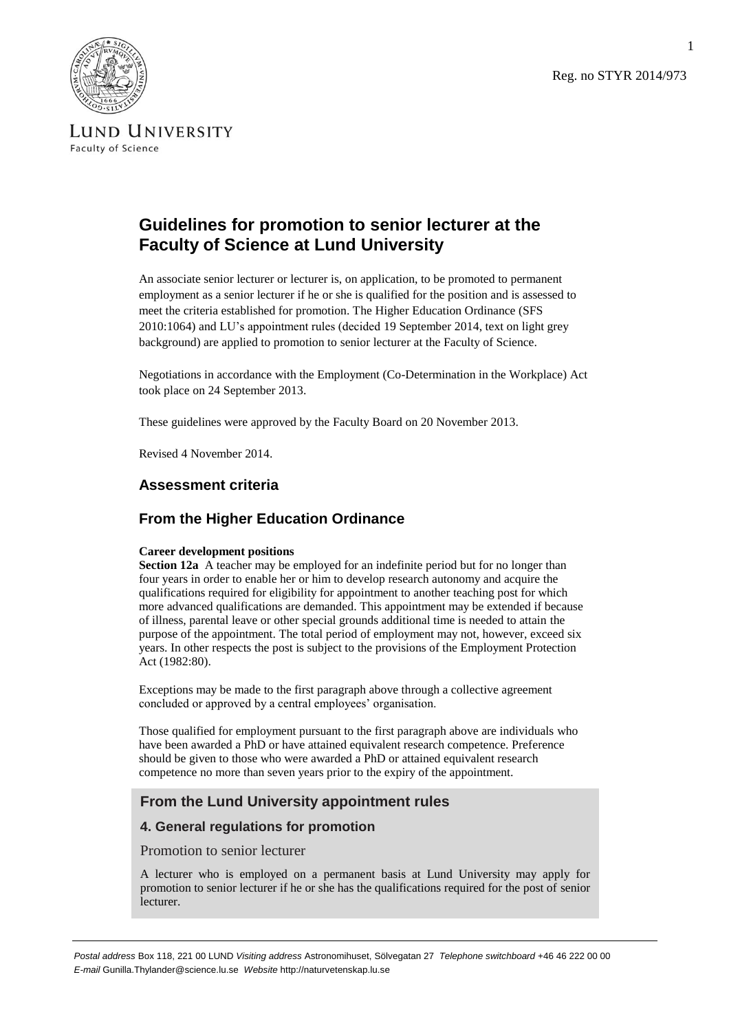Reg. no STYR 2014/973

LUND UNIVERSITY
Faculty of Science

# Guidelines for promotion to senior lecturer at the Faculty of Science at Lund University

An associate senior lecturer or lecturer is, on application, to be promoted to permanent employment as a senior lecturer if he or she is qualified for the position and is assessed to meet the criteria established for promotion. The Higher Education Ordinance (SFS 2010:1064) and LU's appointment rules (decided 19 September 2014, text on light grey background) are applied to promotion to senior lecturer at the Faculty of Science.

Negotiations in accordance with the Employment (Co-Determination in the Workplace) Act took place on 24 September 2013.

These guidelines were approved by the Faculty Board on 20 November 2013.

Revised 4 November 2014.

## Assessment criteria

## From the Higher Education Ordinance

**Career development positions**

**Section 12a** A teacher may be employed for an indefinite period but for no longer than four years in order to enable her or him to develop research autonomy and acquire the qualifications required for eligibility for appointment to another teaching post for which more advanced qualifications are demanded. This appointment may be extended if because of illness, parental leave or other special grounds additional time is needed to attain the purpose of the appointment. The total period of employment may not, however, exceed six years. In other respects the post is subject to the provisions of the Employment Protection Act (1982:80).

Exceptions may be made to the first paragraph above through a collective agreement concluded or approved by a central employees' organisation.

Those qualified for employment pursuant to the first paragraph above are individuals who have been awarded a PhD or have attained equivalent research competence. Preference should be given to those who were awarded a PhD or attained equivalent research competence no more than seven years prior to the expiry of the appointment.

## From the Lund University appointment rules

### 4. General regulations for promotion

Promotion to senior lecturer

A lecturer who is employed on a permanent basis at Lund University may apply for promotion to senior lecturer if he or she has the qualifications required for the post of senior lecturer.

*Postal address* Box 118, 221 00 LUND *Visiting address* Astronomihuset, Sölvegatan 27 *Telephone switchboard* +46 46 222 00 00
*E-mail* Gunilla.Thylander@science.lu.se *Website* http://naturvetenskap.lu.se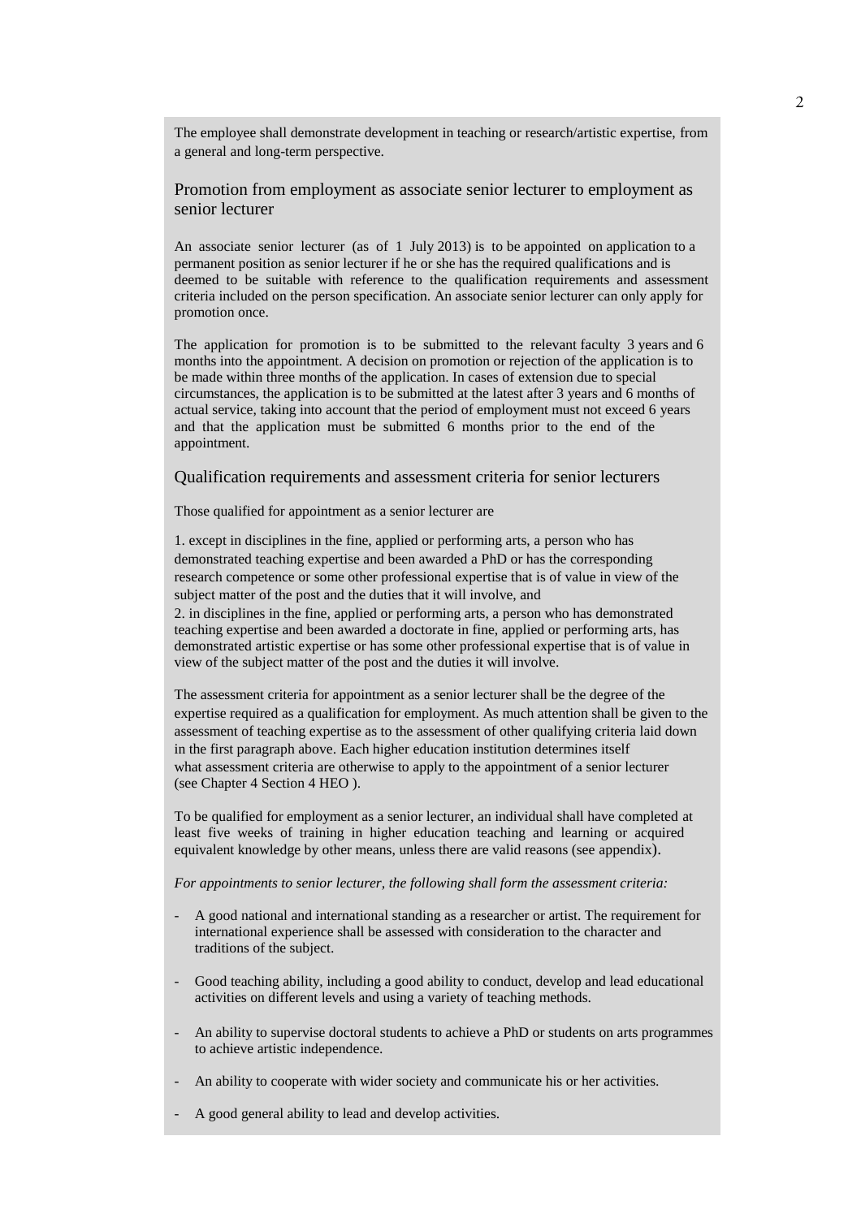The employee shall demonstrate development in teaching or research/artistic expertise, from a general and long-term perspective.

## Promotion from employment as associate senior lecturer to employment as senior lecturer

An associate senior lecturer (as of 1 July 2013) is to be appointed on application to a permanent position as senior lecturer if he or she has the required qualifications and is deemed to be suitable with reference to the qualification requirements and assessment criteria included on the person specification. An associate senior lecturer can only apply for promotion once.

The application for promotion is to be submitted to the relevant faculty 3 years and 6 months into the appointment. A decision on promotion or rejection of the application is to be made within three months of the application. In cases of extension due to special circumstances, the application is to be submitted at the latest after 3 years and 6 months of actual service, taking into account that the period of employment must not exceed 6 years and that the application must be submitted 6 months prior to the end of the appointment.

## Qualification requirements and assessment criteria for senior lecturers

Those qualified for appointment as a senior lecturer are

1. except in disciplines in the fine, applied or performing arts, a person who has demonstrated teaching expertise and been awarded a PhD or has the corresponding research competence or some other professional expertise that is of value in view of the subject matter of the post and the duties that it will involve, and
2. in disciplines in the fine, applied or performing arts, a person who has demonstrated teaching expertise and been awarded a doctorate in fine, applied or performing arts, has demonstrated artistic expertise or has some other professional expertise that is of value in view of the subject matter of the post and the duties it will involve.

The assessment criteria for appointment as a senior lecturer shall be the degree of the expertise required as a qualification for employment. As much attention shall be given to the assessment of teaching expertise as to the assessment of other qualifying criteria laid down in the first paragraph above. Each higher education institution determines itself what assessment criteria are otherwise to apply to the appointment of a senior lecturer (see Chapter 4 Section 4 HEO ).

To be qualified for employment as a senior lecturer, an individual shall have completed at least five weeks of training in higher education teaching and learning or acquired equivalent knowledge by other means, unless there are valid reasons (see appendix).

*For appointments to senior lecturer, the following shall form the assessment criteria:*

- A good national and international standing as a researcher or artist. The requirement for international experience shall be assessed with consideration to the character and traditions of the subject.
- Good teaching ability, including a good ability to conduct, develop and lead educational activities on different levels and using a variety of teaching methods.
- An ability to supervise doctoral students to achieve a PhD or students on arts programmes to achieve artistic independence.
- An ability to cooperate with wider society and communicate his or her activities.
- A good general ability to lead and develop activities.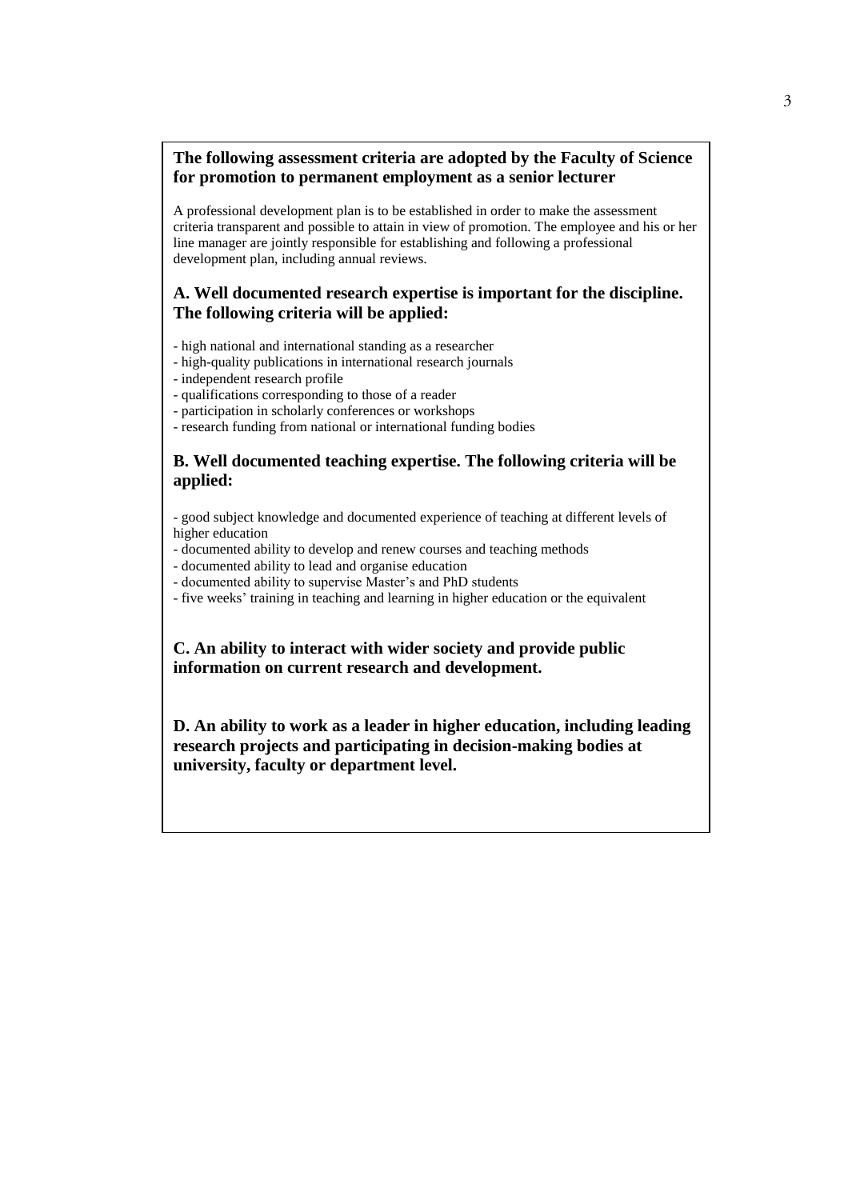**The following assessment criteria are adopted by the Faculty of Science for promotion to permanent employment as a senior lecturer**

A professional development plan is to be established in order to make the assessment criteria transparent and possible to attain in view of promotion. The employee and his or her line manager are jointly responsible for establishing and following a professional development plan, including annual reviews.

**A. Well documented research expertise is important for the discipline. The following criteria will be applied:**

- high national and international standing as a researcher
- high-quality publications in international research journals
- independent research profile
- qualifications corresponding to those of a reader
- participation in scholarly conferences or workshops
- research funding from national or international funding bodies

**B. Well documented teaching expertise. The following criteria will be applied:**

- good subject knowledge and documented experience of teaching at different levels of higher education
- documented ability to develop and renew courses and teaching methods
- documented ability to lead and organise education
- documented ability to supervise Master's and PhD students
- five weeks' training in teaching and learning in higher education or the equivalent

**C. An ability to interact with wider society and provide public information on current research and development.**

**D. An ability to work as a leader in higher education, including leading research projects and participating in decision-making bodies at university, faculty or department level.**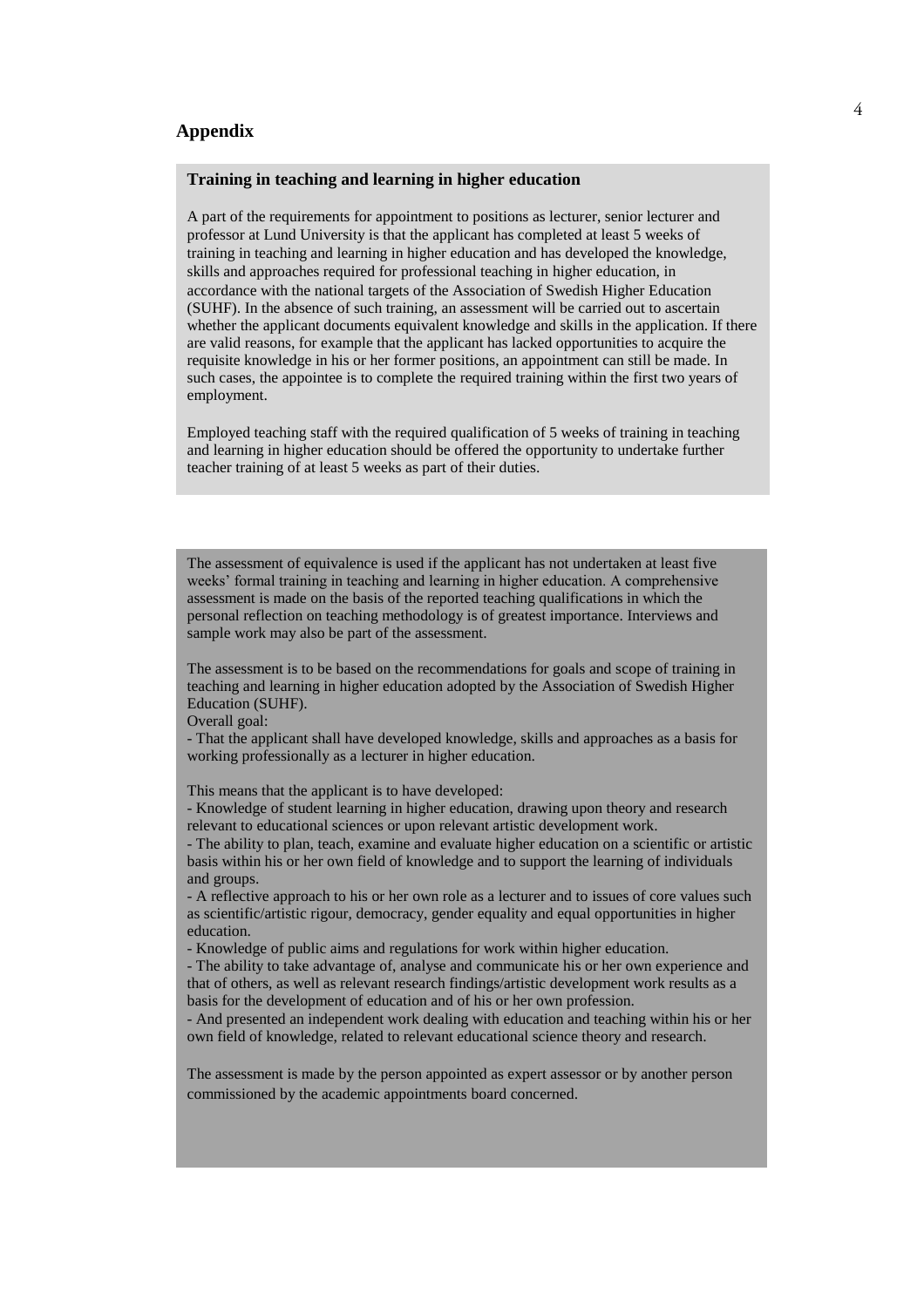## Appendix

### Training in teaching and learning in higher education

A part of the requirements for appointment to positions as lecturer, senior lecturer and professor at Lund University is that the applicant has completed at least 5 weeks of training in teaching and learning in higher education and has developed the knowledge, skills and approaches required for professional teaching in higher education, in accordance with the national targets of the Association of Swedish Higher Education (SUHF). In the absence of such training, an assessment will be carried out to ascertain whether the applicant documents equivalent knowledge and skills in the application. If there are valid reasons, for example that the applicant has lacked opportunities to acquire the requisite knowledge in his or her former positions, an appointment can still be made. In such cases, the appointee is to complete the required training within the first two years of employment.

Employed teaching staff with the required qualification of 5 weeks of training in teaching and learning in higher education should be offered the opportunity to undertake further teacher training of at least 5 weeks as part of their duties.

The assessment of equivalence is used if the applicant has not undertaken at least five weeks' formal training in teaching and learning in higher education. A comprehensive assessment is made on the basis of the reported teaching qualifications in which the personal reflection on teaching methodology is of greatest importance. Interviews and sample work may also be part of the assessment.

The assessment is to be based on the recommendations for goals and scope of training in teaching and learning in higher education adopted by the Association of Swedish Higher Education (SUHF).

Overall goal:

- That the applicant shall have developed knowledge, skills and approaches as a basis for working professionally as a lecturer in higher education.

This means that the applicant is to have developed:

- Knowledge of student learning in higher education, drawing upon theory and research relevant to educational sciences or upon relevant artistic development work.
- The ability to plan, teach, examine and evaluate higher education on a scientific or artistic basis within his or her own field of knowledge and to support the learning of individuals and groups.
- A reflective approach to his or her own role as a lecturer and to issues of core values such as scientific/artistic rigour, democracy, gender equality and equal opportunities in higher education.
- Knowledge of public aims and regulations for work within higher education.
- The ability to take advantage of, analyse and communicate his or her own experience and that of others, as well as relevant research findings/artistic development work results as a basis for the development of education and of his or her own profession.
- And presented an independent work dealing with education and teaching within his or her own field of knowledge, related to relevant educational science theory and research.

The assessment is made by the person appointed as expert assessor or by another person commissioned by the academic appointments board concerned.